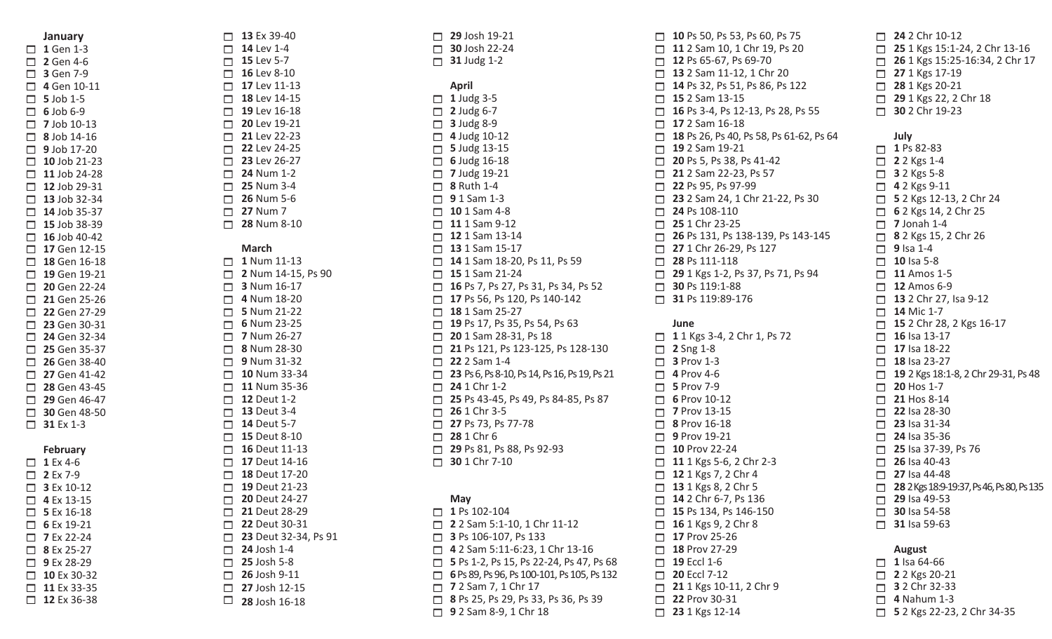## January

- ☐ **1** Gen 1-3
- ☐ **2** Gen 4-6
- ☐ **3** Gen 7-9
- ☐ **4** Gen 10-11
- ☐ **5** Job 1-5
- ☐ **6** Job 6-9
- ☐ **7** Job 10-13
- ☐ **8** Job 14-16
- ☐ **9** Job 17-20
- ☐ **10** Job 21-23
- ☐ **11** Job 24-28
- ☐ **12** Job 29-31
- ☐ **13** Job 32-34
- ☐ **14** Job 35-37
- ☐ **15** Job 38-39
- ☐ **16** Job 40-42
- ☐ **17** Gen 12-15
- ☐ **18** Gen 16-18
- ☐ **19** Gen 19-21
- ☐ **20** Gen 22-24
- ☐ **21** Gen 25-26
- ☐ **22** Gen 27-29
- ☐ **23** Gen 30-31
- ☐ **24** Gen 32-34
- ☐ **25** Gen 35-37
- ☐ **26** Gen 38-40
- ☐ **27** Gen 41-42
- ☐ **28** Gen 43-45
- ☐ **29** Gen 46-47
- ☐ **30** Gen 48-50
- ☐ **31** Ex 1-3

## February

- ☐ **1** Ex 4-6
- ☐ **2** Ex 7-9
- ☐ **3** Ex 10-12
- ☐ **4** Ex 13-15
- ☐ **5** Ex 16-18
- ☐ **6** Ex 19-21
- ☐ **7** Ex 22-24
- ☐ **8** Ex 25-27
- ☐ **9** Ex 28-29
- ☐ **10** Ex 30-32
- ☐ **11** Ex 33-35
- ☐ **12** Ex 36-38
- ☐ **13** Ex 39-40
- ☐ **14** Lev 1-4
- ☐ **15** Lev 5-7
- ☐ **16** Lev 8-10
- ☐ **17** Lev 11-13
- ☐ **18** Lev 14-15
- ☐ **19** Lev 16-18
- ☐ **20** Lev 19-21
- ☐ **21** Lev 22-23
- ☐ **22** Lev 24-25
- ☐ **23** Lev 26-27
- ☐ **24** Num 1-2
- ☐ **25** Num 3-4
- ☐ **26** Num 5-6
- ☐ **27** Num 7
- ☐ **28** Num 8-10

## March

- ☐ **1** Num 11-13
- ☐ **2** Num 14-15, Ps 90
- ☐ **3** Num 16-17
- ☐ **4** Num 18-20
- ☐ **5** Num 21-22
- ☐ **6** Num 23-25
- ☐ **7** Num 26-27
- ☐ **8** Num 28-30
- ☐ **9** Num 31-32
- ☐ **10** Num 33-34
- ☐ **11** Num 35-36
- ☐ **12** Deut 1-2
- ☐ **13** Deut 3-4
- ☐ **14** Deut 5-7
- ☐ **15** Deut 8-10
- ☐ **16** Deut 11-13
- ☐ **17** Deut 14-16
- ☐ **18** Deut 17-20
- ☐ **19** Deut 21-23
- ☐ **20** Deut 24-27
- ☐ **21** Deut 28-29
- ☐ **22** Deut 30-31
- ☐ **23** Deut 32-34, Ps 91
- ☐ **24** Josh 1-4
- ☐ **25** Josh 5-8
- ☐ **26** Josh 9-11
- ☐ **27** Josh 12-15
- ☐ **28** Josh 16-18
- ☐ **29** Josh 19-21
- ☐ **30** Josh 22-24
- ☐ **31** Judg 1-2

## April

- ☐ **1** Judg 3-5
- ☐ **2** Judg 6-7
- ☐ **3** Judg 8-9
- ☐ **4** Judg 10-12
- ☐ **5** Judg 13-15
- ☐ **6** Judg 16-18
- ☐ **7** Judg 19-21
- ☐ **8** Ruth 1-4
- ☐ **9** 1 Sam 1-3
- ☐ **10** 1 Sam 4-8
- ☐ **11** 1 Sam 9-12
- ☐ **12** 1 Sam 13-14
- ☐ **13** 1 Sam 15-17
- ☐ **14** 1 Sam 18-20, Ps 11, Ps 59
- ☐ **15** 1 Sam 21-24
- ☐ **16** Ps 7, Ps 27, Ps 31, Ps 34, Ps 52
- ☐ **17** Ps 56, Ps 120, Ps 140-142
- ☐ **18** 1 Sam 25-27
- ☐ **19** Ps 17, Ps 35, Ps 54, Ps 63
- ☐ **20** 1 Sam 28-31, Ps 18
- ☐ **21** Ps 121, Ps 123-125, Ps 128-130
- ☐ **22** 2 Sam 1-4
- ☐ **23** Ps 6, Ps 8-10, Ps 14, Ps 16, Ps 19, Ps 21
- ☐ **24** 1 Chr 1-2
- ☐ **25** Ps 43-45, Ps 49, Ps 84-85, Ps 87
- ☐ **26** 1 Chr 3-5
- ☐ **27** Ps 73, Ps 77-78
- ☐ **28** 1 Chr 6
- ☐ **29** Ps 81, Ps 88, Ps 92-93
- ☐ **30** 1 Chr 7-10

## May

- ☐ **1** Ps 102-104
- ☐ **2** 2 Sam 5:1-10, 1 Chr 11-12
- ☐ **3** Ps 106-107, Ps 133
- ☐ **4** 2 Sam 5:11-6:23, 1 Chr 13-16
- ☐ **5** Ps 1-2, Ps 15, Ps 22-24, Ps 47, Ps 68
- ☐ **6** Ps 89, Ps 96, Ps 100-101, Ps 105, Ps 132
- ☐ **7** 2 Sam 7, 1 Chr 17
- ☐ **8** Ps 25, Ps 29, Ps 33, Ps 36, Ps 39
- ☐ **9** 2 Sam 8-9, 1 Chr 18
- ☐ **10** Ps 50, Ps 53, Ps 60, Ps 75
- ☐ **11** 2 Sam 10, 1 Chr 19, Ps 20
- ☐ **12** Ps 65-67, Ps 69-70
- ☐ **13** 2 Sam 11-12, 1 Chr 20
- ☐ **14** Ps 32, Ps 51, Ps 86, Ps 122
- ☐ **15** 2 Sam 13-15
- ☐ **16** Ps 3-4, Ps 12-13, Ps 28, Ps 55
- ☐ **17** 2 Sam 16-18
- ☐ **18** Ps 26, Ps 40, Ps 58, Ps 61-62, Ps 64
- ☐ **19** 2 Sam 19-21
- ☐ **20** Ps 5, Ps 38, Ps 41-42
- ☐ **21** 2 Sam 22-23, Ps 57
- ☐ **22** Ps 95, Ps 97-99
- ☐ **23** 2 Sam 24, 1 Chr 21-22, Ps 30
- ☐ **24** Ps 108-110
- ☐ **25** 1 Chr 23-25
- ☐ **26** Ps 131, Ps 138-139, Ps 143-145
- ☐ **27** 1 Chr 26-29, Ps 127
- ☐ **28** Ps 111-118
- ☐ **29** 1 Kgs 1-2, Ps 37, Ps 71, Ps 94
- ☐ **30** Ps 119:1-88
- ☐ **31** Ps 119:89-176

## June

- ☐ **1** 1 Kgs 3-4, 2 Chr 1, Ps 72
- ☐ **2** Sng 1-8
- ☐ **3** Prov 1-3
- ☐ **4** Prov 4-6
- ☐ **5** Prov 7-9
- ☐ **6** Prov 10-12
- ☐ **7** Prov 13-15
- ☐ **8** Prov 16-18
- ☐ **9** Prov 19-21
- ☐ **10** Prov 22-24
- ☐ **11** 1 Kgs 5-6, 2 Chr 2-3
- ☐ **12** 1 Kgs 7, 2 Chr 4
- ☐ **13** 1 Kgs 8, 2 Chr 5
- ☐ **14** 2 Chr 6-7, Ps 136
- ☐ **15** Ps 134, Ps 146-150
- ☐ **16** 1 Kgs 9, 2 Chr 8
- ☐ **17** Prov 25-26
- ☐ **18** Prov 27-29
- ☐ **19** Eccl 1-6
- ☐ **20** Eccl 7-12
- ☐ **21** 1 Kgs 10-11, 2 Chr 9
- ☐ **22** Prov 30-31
- ☐ **23** 1 Kgs 12-14
- ☐ **24** 2 Chr 10-12
- ☐ **25** 1 Kgs 15:1-24, 2 Chr 13-16
- ☐ **26** 1 Kgs 15:25-16:34, 2 Chr 17
- ☐ **27** 1 Kgs 17-19
- ☐ **28** 1 Kgs 20-21
- ☐ **29** 1 Kgs 22, 2 Chr 18
- ☐ **30** 2 Chr 19-23

## July

- ☐ **1** Ps 82-83
- ☐ **2** 2 Kgs 1-4
- ☐ **3** 2 Kgs 5-8
- ☐ **4** 2 Kgs 9-11
- ☐ **5** 2 Kgs 12-13, 2 Chr 24
- ☐ **6** 2 Kgs 14, 2 Chr 25
- ☐ **7** Jonah 1-4
- ☐ **8** 2 Kgs 15, 2 Chr 26
- ☐ **9** Isa 1-4
- ☐ **10** Isa 5-8
- ☐ **11** Amos 1-5
- ☐ **12** Amos 6-9
- ☐ **13** 2 Chr 27, Isa 9-12
- ☐ **14** Mic 1-7
- ☐ **15** 2 Chr 28, 2 Kgs 16-17
- ☐ **16** Isa 13-17
- ☐ **17** Isa 18-22
- ☐ **18** Isa 23-27
- ☐ **19** 2 Kgs 18:1-8, 2 Chr 29-31, Ps 48
- ☐ **20** Hos 1-7
- ☐ **21** Hos 8-14
- ☐ **22** Isa 28-30
- ☐ **23** Isa 31-34
- ☐ **24** Isa 35-36
- ☐ **25** Isa 37-39, Ps 76
- ☐ **26** Isa 40-43
- ☐ **27** Isa 44-48
- ☐ **28** 2 Kgs 18:9-19:37, Ps 46, Ps 80, Ps 135
- ☐ **29** Isa 49-53
- ☐ **30** Isa 54-58
- ☐ **31** Isa 59-63

## August

- ☐ **1** Isa 64-66
- ☐ **2** 2 Kgs 20-21
- ☐ **3** 2 Chr 32-33
- ☐ **4** Nahum 1-3
- ☐ **5** 2 Kgs 22-23, 2 Chr 34-35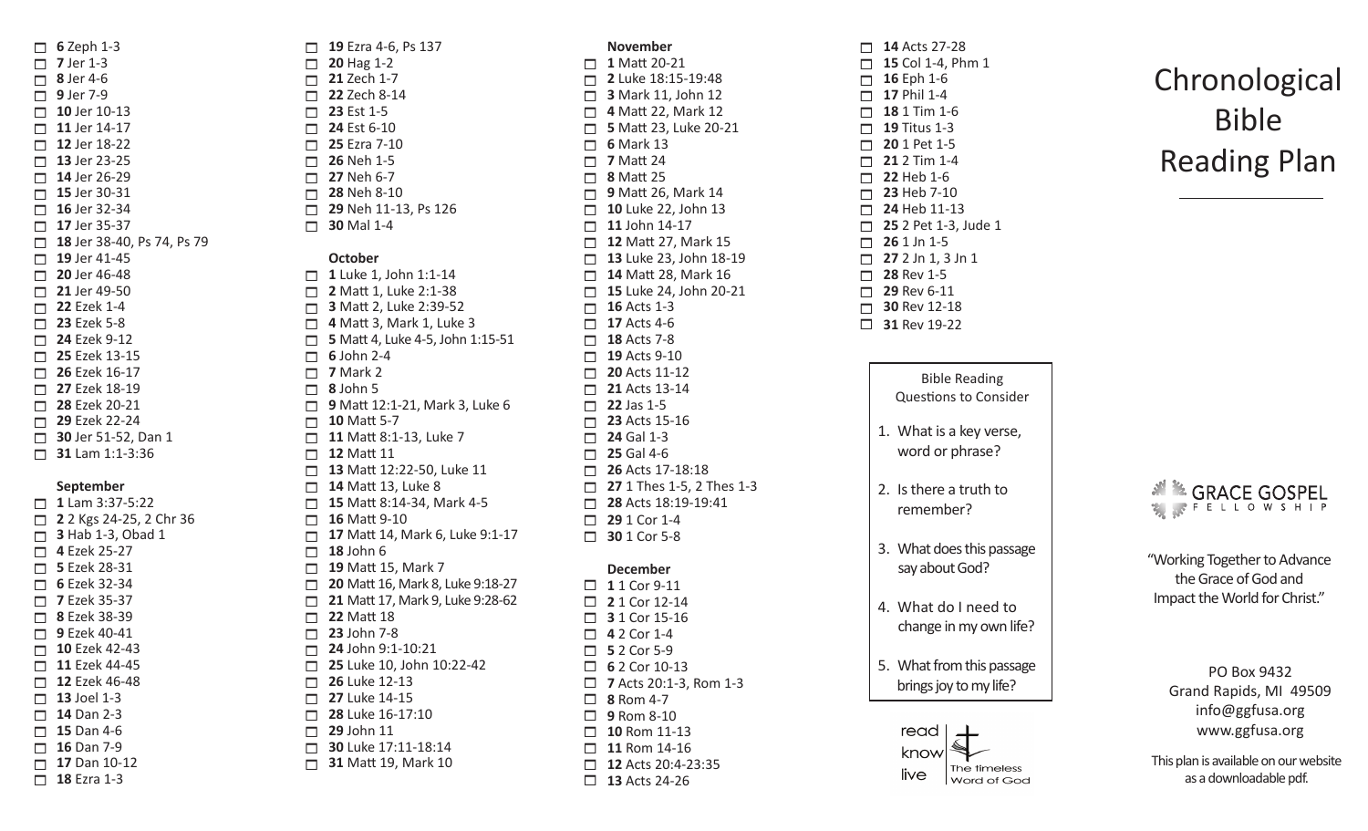- ☐ **6** Zeph 1-3
- ☐ **7** Jer 1-3
- ☐ **8** Jer 4-6
- ☐ **9** Jer 7-9
- ☐ **10** Jer 10-13
- ☐ **11** Jer 14-17
- ☐ **12** Jer 18-22
- ☐ **13** Jer 23-25
- ☐ **14** Jer 26-29
- ☐ **15** Jer 30-31
- ☐ **16** Jer 32-34
- ☐ **17** Jer 35-37
- ☐ **18** Jer 38-40, Ps 74, Ps 79
- ☐ **19** Jer 41-45
- ☐ **20** Jer 46-48
- ☐ **21** Jer 49-50
- ☐ **22** Ezek 1-4
- ☐ **23** Ezek 5-8
- ☐ **24** Ezek 9-12
- ☐ **25** Ezek 13-15
- ☐ **26** Ezek 16-17
- ☐ **27** Ezek 18-19
- ☐ **28** Ezek 20-21
- ☐ **29** Ezek 22-24
- ☐ **30** Jer 51-52, Dan 1
- ☐ **31** Lam 1:1-3:36

**September**

- ☐ **1** Lam 3:37-5:22
- ☐ **2** 2 Kgs 24-25, 2 Chr 36
- ☐ **3** Hab 1-3, Obad 1
- ☐ **4** Ezek 25-27
- ☐ **5** Ezek 28-31
- ☐ **6** Ezek 32-34
- ☐ **7** Ezek 35-37
- ☐ **8** Ezek 38-39
- ☐ **9** Ezek 40-41
- ☐ **10** Ezek 42-43
- ☐ **11** Ezek 44-45
- ☐ **12** Ezek 46-48
- ☐ **13** Joel 1-3
- ☐ **14** Dan 2-3
- ☐ **15** Dan 4-6
- ☐ **16** Dan 7-9
- ☐ **17** Dan 10-12
- ☐ **18** Ezra 1-3
- ☐ **19** Ezra 4-6, Ps 137
- ☐ **20** Hag 1-2
- ☐ **21** Zech 1-7
- ☐ **22** Zech 8-14
- ☐ **23** Est 1-5
- ☐ **24** Est 6-10
- ☐ **25** Ezra 7-10
- ☐ **26** Neh 1-5
- ☐ **27** Neh 6-7
- ☐ **28** Neh 8-10
- ☐ **29** Neh 11-13, Ps 126
- ☐ **30** Mal 1-4

**October**

- ☐ **1** Luke 1, John 1:1-14
- ☐ **2** Matt 1, Luke 2:1-38
- ☐ **3** Matt 2, Luke 2:39-52
- ☐ **4** Matt 3, Mark 1, Luke 3
- ☐ **5** Matt 4, Luke 4-5, John 1:15-51
- ☐ **6** John 2-4
- ☐ **7** Mark 2
- ☐ **8** John 5
- ☐ **9** Matt 12:1-21, Mark 3, Luke 6
- ☐ **10** Matt 5-7
- ☐ **11** Matt 8:1-13, Luke 7
- ☐ **12** Matt 11
- ☐ **13** Matt 12:22-50, Luke 11
- ☐ **14** Matt 13, Luke 8
- ☐ **15** Matt 8:14-34, Mark 4-5
- ☐ **16** Matt 9-10
- ☐ **17** Matt 14, Mark 6, Luke 9:1-17
- ☐ **18** John 6
- ☐ **19** Matt 15, Mark 7
- ☐ **20** Matt 16, Mark 8, Luke 9:18-27
- ☐ **21** Matt 17, Mark 9, Luke 9:28-62
- ☐ **22** Matt 18
- ☐ **23** John 7-8
- ☐ **24** John 9:1-10:21
- ☐ **25** Luke 10, John 10:22-42
- ☐ **26** Luke 12-13
- ☐ **27** Luke 14-15
- ☐ **28** Luke 16-17:10
- ☐ **29** John 11
- ☐ **30** Luke 17:11-18:14
- ☐ **31** Matt 19, Mark 10

**November**

- ☐ **1** Matt 20-21
- ☐ **2** Luke 18:15-19:48
- ☐ **3** Mark 11, John 12
- ☐ **4** Matt 22, Mark 12
- ☐ **5** Matt 23, Luke 20-21
- ☐ **6** Mark 13
- ☐ **7** Matt 24
- ☐ **8** Matt 25
- ☐ **9** Matt 26, Mark 14
- ☐ **10** Luke 22, John 13
- ☐ **11** John 14-17
- ☐ **12** Matt 27, Mark 15
- ☐ **13** Luke 23, John 18-19
- ☐ **14** Matt 28, Mark 16
- ☐ **15** Luke 24, John 20-21
- ☐ **16** Acts 1-3
- ☐ **17** Acts 4-6
- ☐ **18** Acts 7-8
- ☐ **19** Acts 9-10
- ☐ **20** Acts 11-12
- ☐ **21** Acts 13-14
- ☐ **22** Jas 1-5
- ☐ **23** Acts 15-16
- ☐ **24** Gal 1-3
- ☐ **25** Gal 4-6
- ☐ **26** Acts 17-18:18
- ☐ **27** 1 Thes 1-5, 2 Thes 1-3
- ☐ **28** Acts 18:19-19:41
- ☐ **29** 1 Cor 1-4
- ☐ **30** 1 Cor 5-8

**December**

- ☐ **1** 1 Cor 9-11
- ☐ **2** 1 Cor 12-14
- ☐ **3** 1 Cor 15-16
- ☐ **4** 2 Cor 1-4
- ☐ **5** 2 Cor 5-9
- ☐ **6** 2 Cor 10-13
- ☐ **7** Acts 20:1-3, Rom 1-3
- ☐ **8** Rom 4-7
- ☐ **9** Rom 8-10
- ☐ **10** Rom 11-13
- ☐ **11** Rom 14-16
- ☐ **12** Acts 20:4-23:35
- ☐ **13** Acts 24-26
- ☐ **14** Acts 27-28
- ☐ **15** Col 1-4, Phm 1
- ☐ **16** Eph 1-6
- ☐ **17** Phil 1-4
- ☐ **18** 1 Tim 1-6
- ☐ **19** Titus 1-3
- ☐ **20** 1 Pet 1-5
- ☐ **21** 2 Tim 1-4
- ☐ **22** Heb 1-6
- ☐ **23** Heb 7-10
- ☐ **24** Heb 11-13
- ☐ **25** 2 Pet 1-3, Jude 1
- ☐ **26** 1 Jn 1-5
- ☐ **27** 2 Jn 1, 3 Jn 1
- ☐ **28** Rev 1-5
- ☐ **29** Rev 6-11
- ☐ **30** Rev 12-18
- ☐ **31** Rev 19-22

Bible Reading Questions to Consider

1. What is a key verse, word or phrase?
2. Is there a truth to remember?
3. What does this passage say about God?
4. What do I need to change in my own life?
5. What from this passage brings joy to my life?

read know live — The timeless Word of God

# Chronological Bible Reading Plan

GRACE GOSPEL FELLOWSHIP

"Working Together to Advance the Grace of God and Impact the World for Christ."

PO Box 9432
Grand Rapids, MI 49509
info@ggfusa.org
www.ggfusa.org

This plan is available on our website as a downloadable pdf.